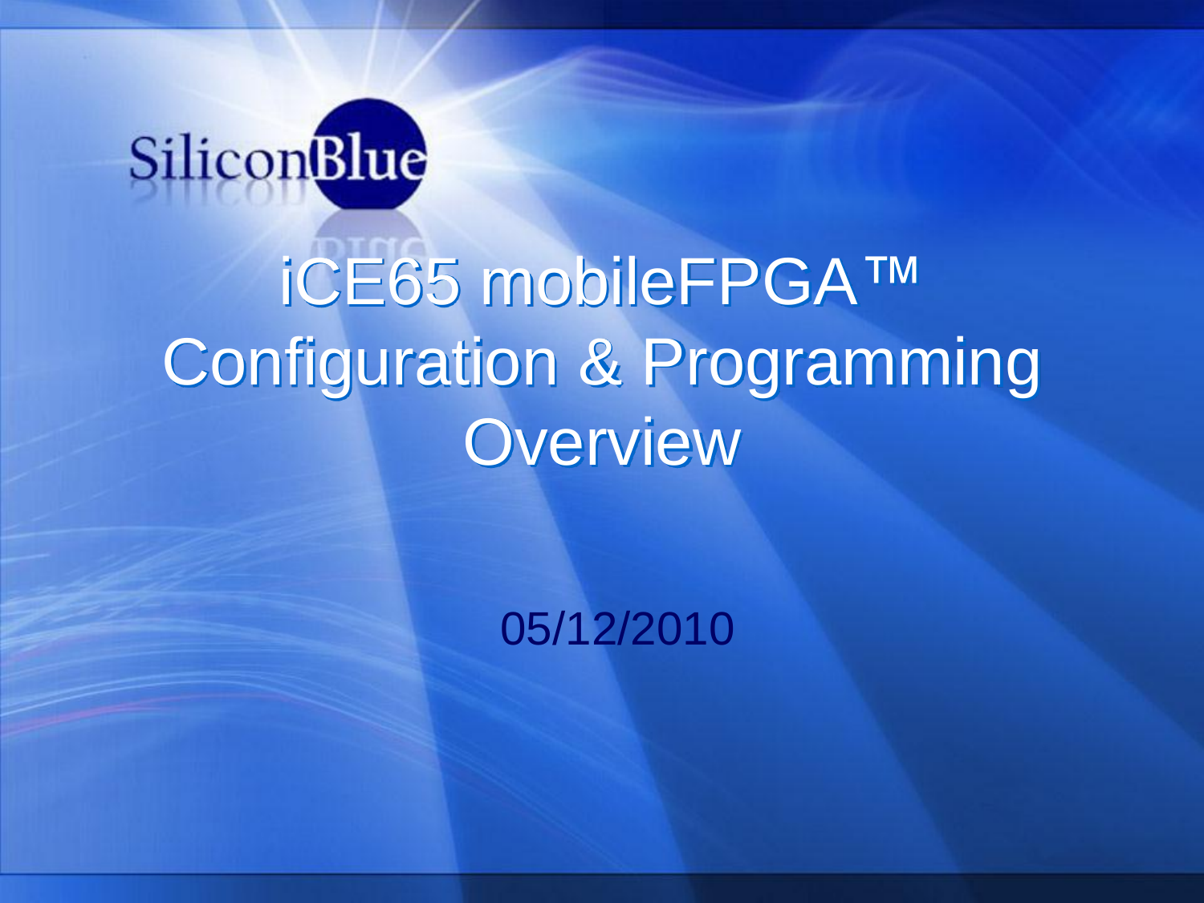SiliconBlue

# iCE65 mobileFPGA™ Configuration & Programming Overview

05/12/2010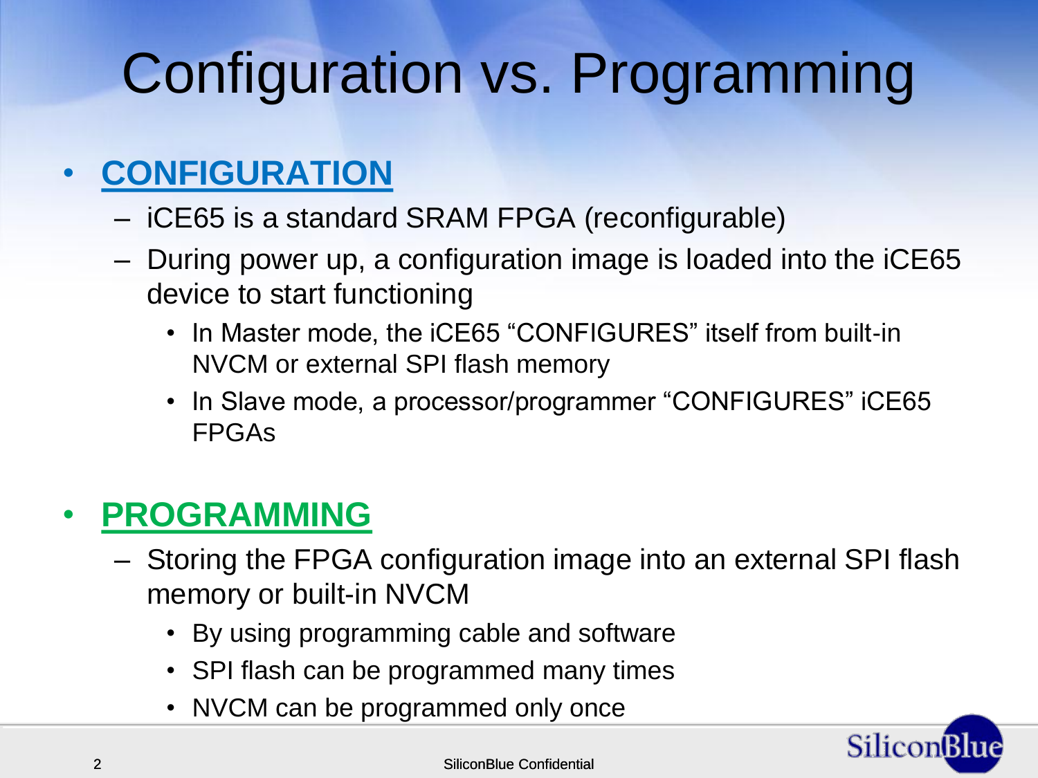# Configuration vs. Programming

- **CONFIGURATION**
  - iCE65 is a standard SRAM FPGA (reconfigurable)
  - During power up, a configuration image is loaded into the iCE65 device to start functioning
    - In Master mode, the iCE65 “CONFIGURES” itself from built-in NVCM or external SPI flash memory
    - In Slave mode, a processor/programmer “CONFIGURES” iCE65 FPGAs

- **PROGRAMMING**
  - Storing the FPGA configuration image into an external SPI flash memory or built-in NVCM
    - By using programming cable and software
    - SPI flash can be programmed many times
    - NVCM can be programmed only once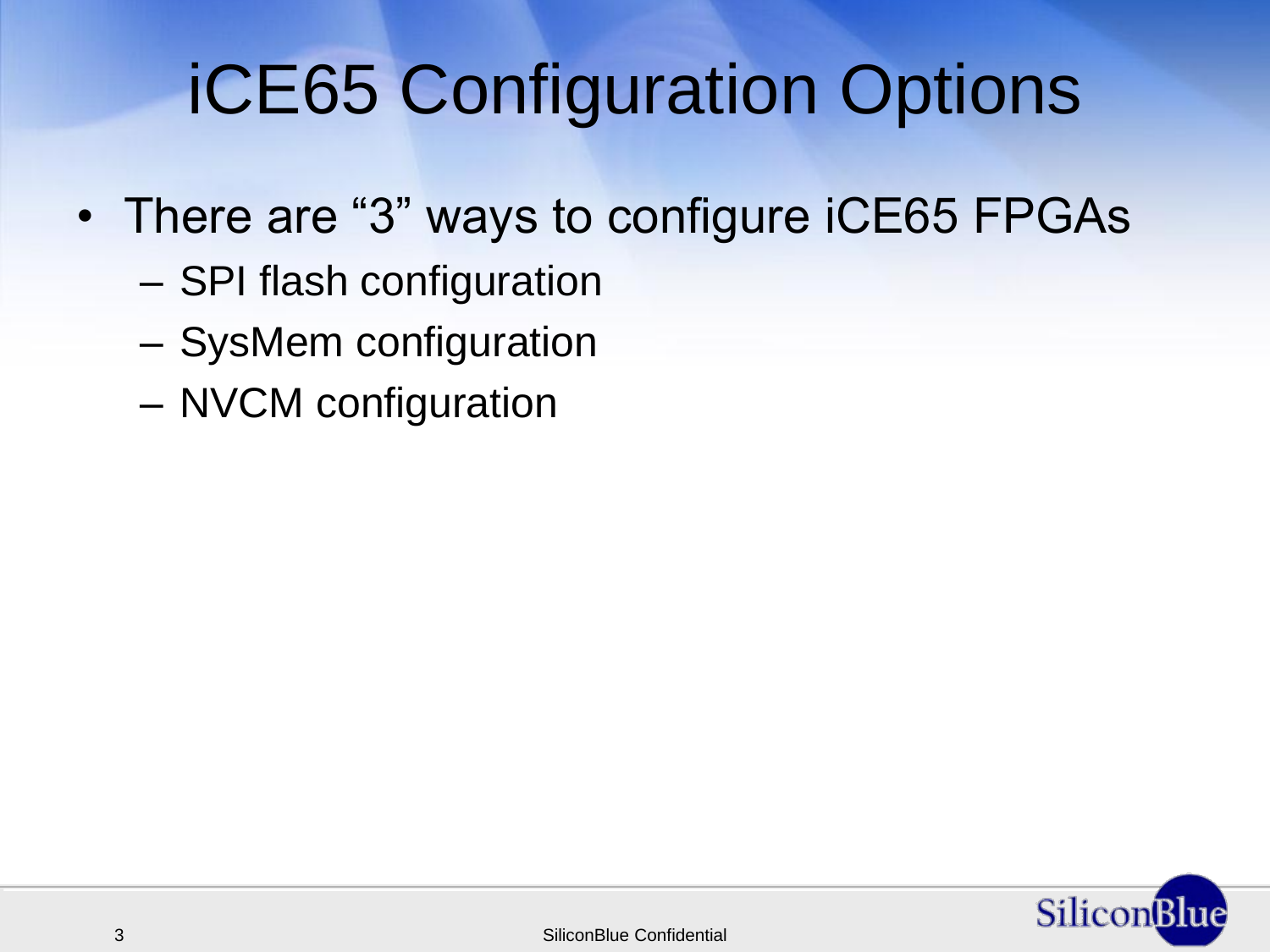# iCE65 Configuration Options

- There are “3” ways to configure iCE65 FPGAs
  - SPI flash configuration
  - SysMem configuration
  - NVCM configuration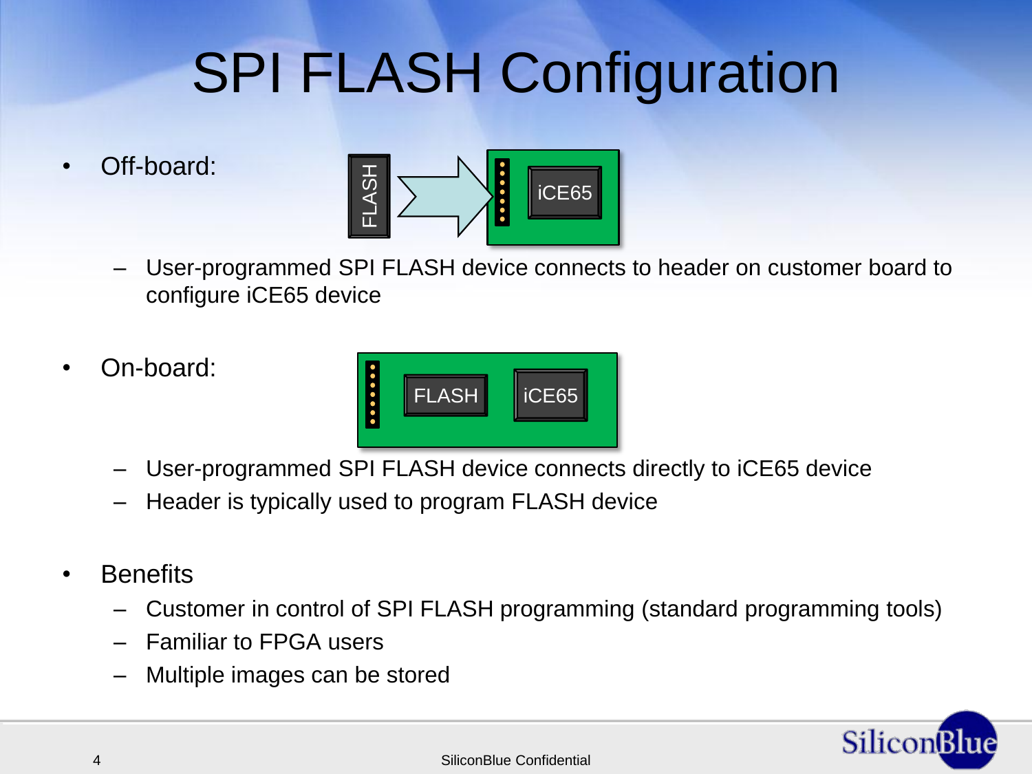# SPI FLASH Configuration

- Off-board:
  - User-programmed SPI FLASH device connects to header on customer board to configure iCE65 device
- On-board:
  - User-programmed SPI FLASH device connects directly to iCE65 device
  - Header is typically used to program FLASH device
- Benefits
  - Customer in control of SPI FLASH programming (standard programming tools)
  - Familiar to FPGA users
  - Multiple images can be stored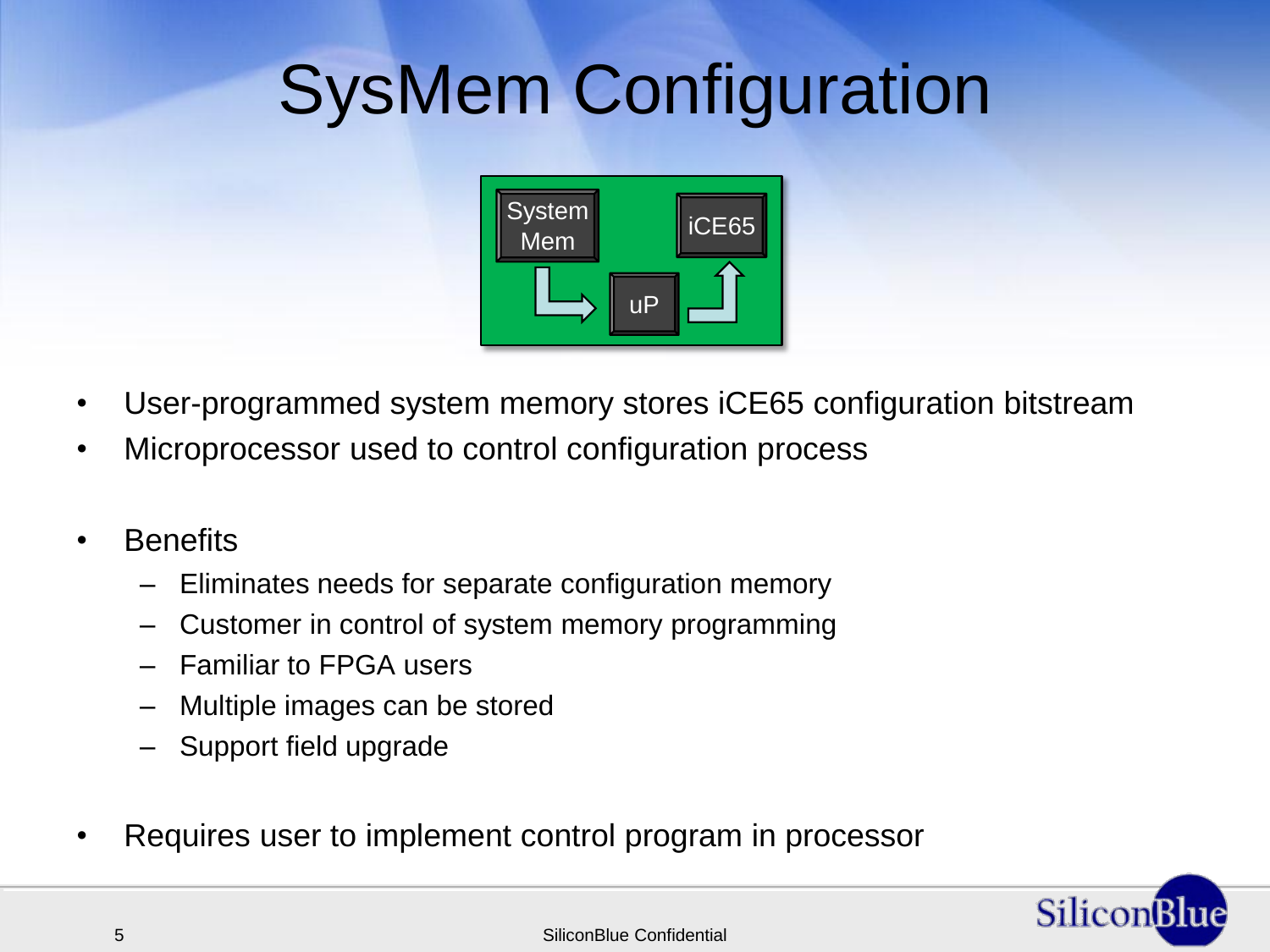# SysMem Configuration

System Mem

iCE65

uP

- User-programmed system memory stores iCE65 configuration bitstream
- Microprocessor used to control configuration process

- Benefits
  - Eliminates needs for separate configuration memory
  - Customer in control of system memory programming
  - Familiar to FPGA users
  - Multiple images can be stored
  - Support field upgrade

- Requires user to implement control program in processor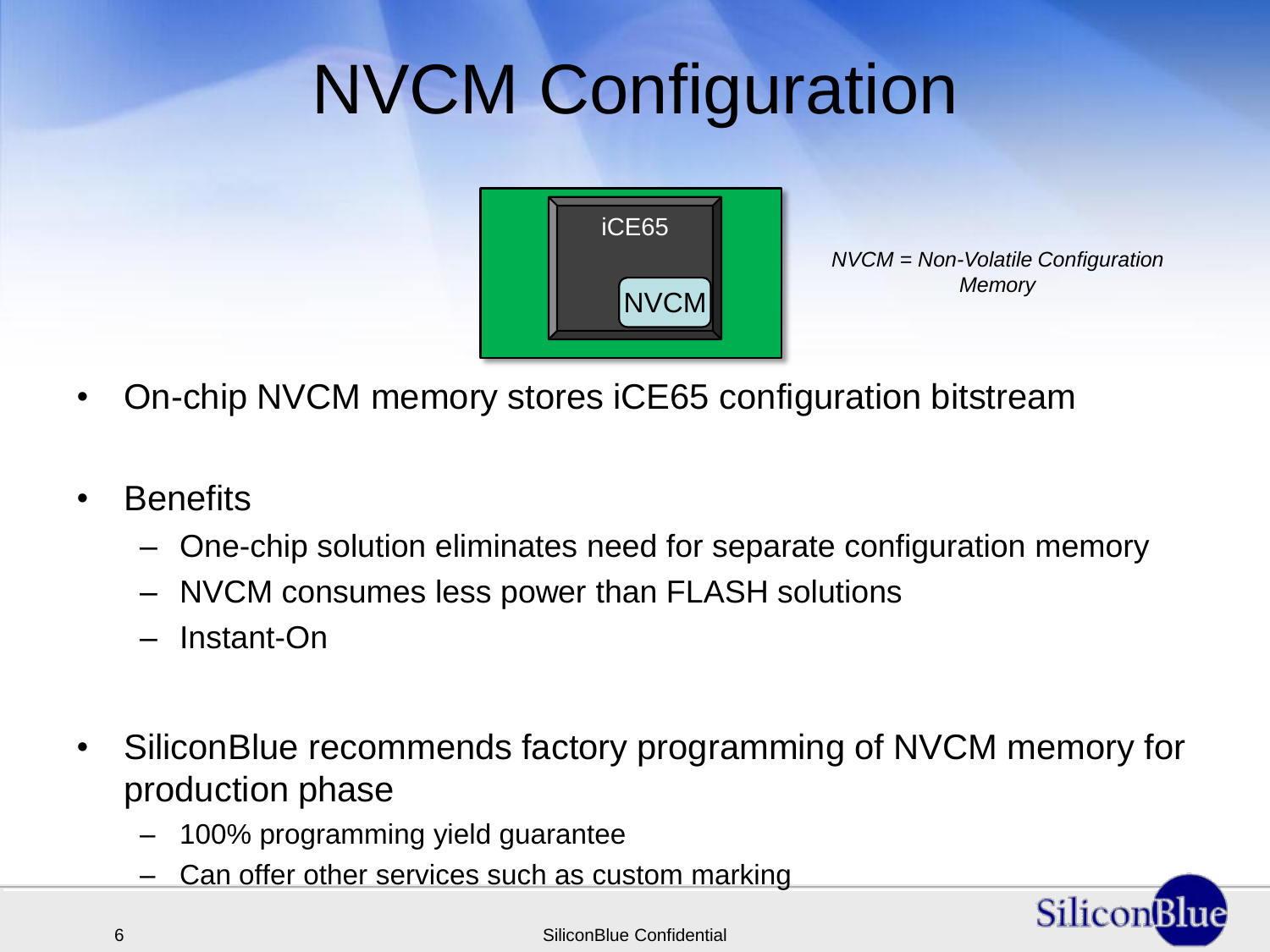# NVCM Configuration

iCE65

NVCM

*NVCM = Non-Volatile Configuration Memory*

- On-chip NVCM memory stores iCE65 configuration bitstream
- Benefits
  - One-chip solution eliminates need for separate configuration memory
  - NVCM consumes less power than FLASH solutions
  - Instant-On
- SiliconBlue recommends factory programming of NVCM memory for production phase
  - 100% programming yield guarantee
  - Can offer other services such as custom marking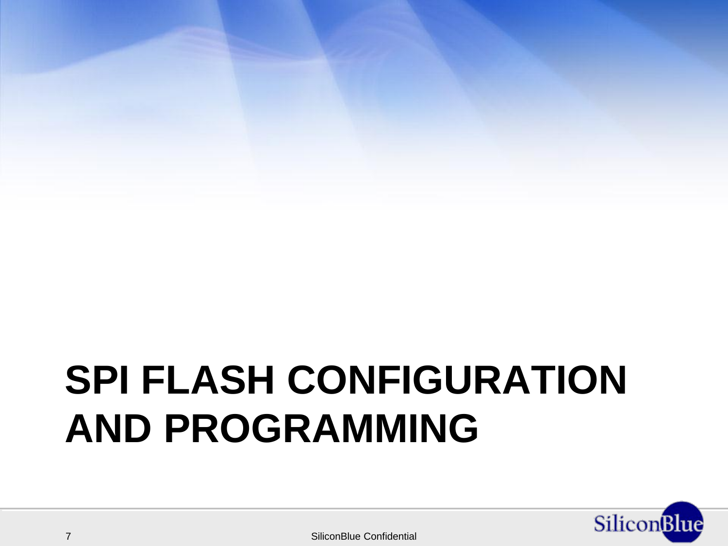# SPI FLASH CONFIGURATION AND PROGRAMMING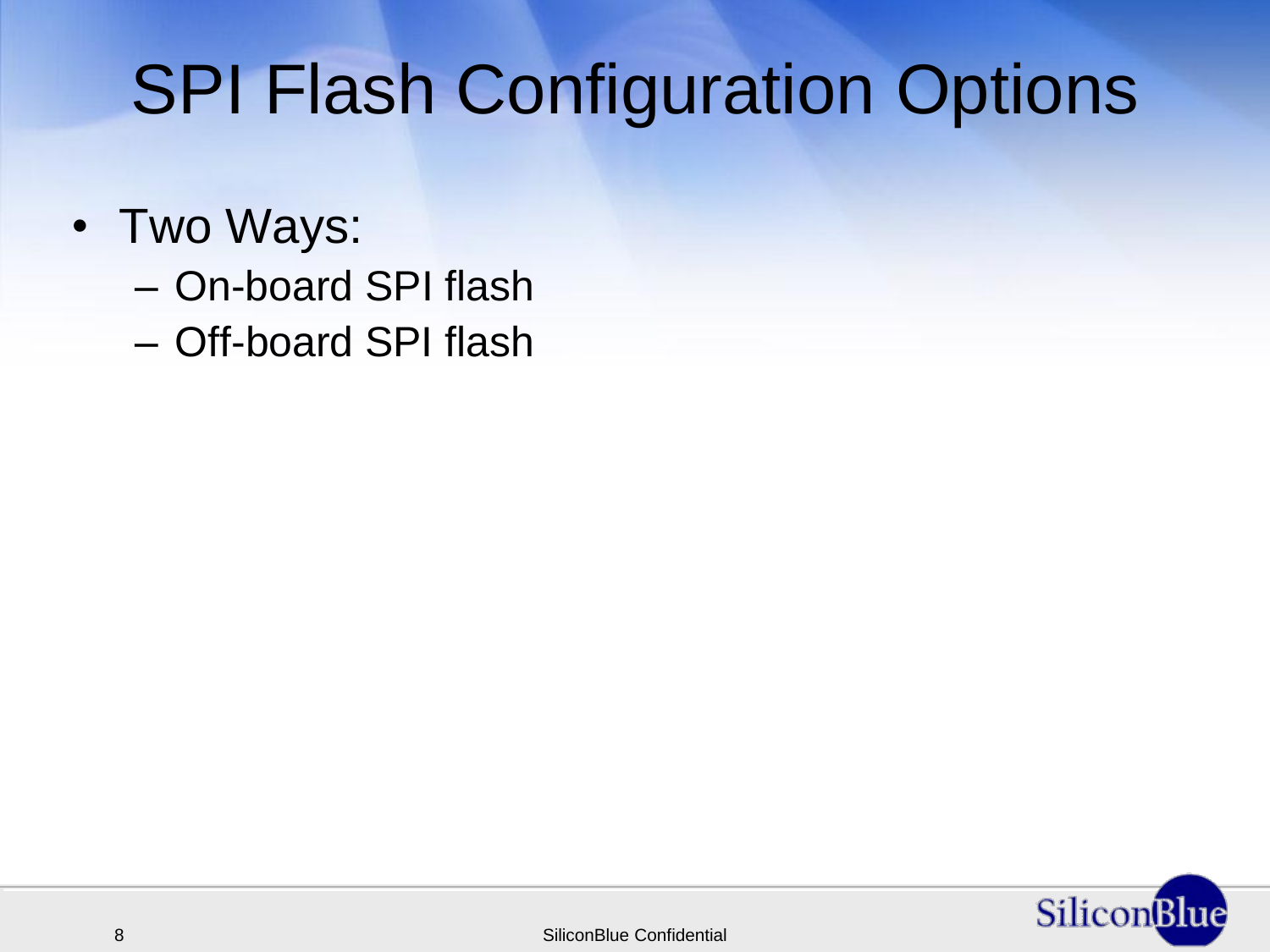# SPI Flash Configuration Options

- Two Ways:
  - On-board SPI flash
  - Off-board SPI flash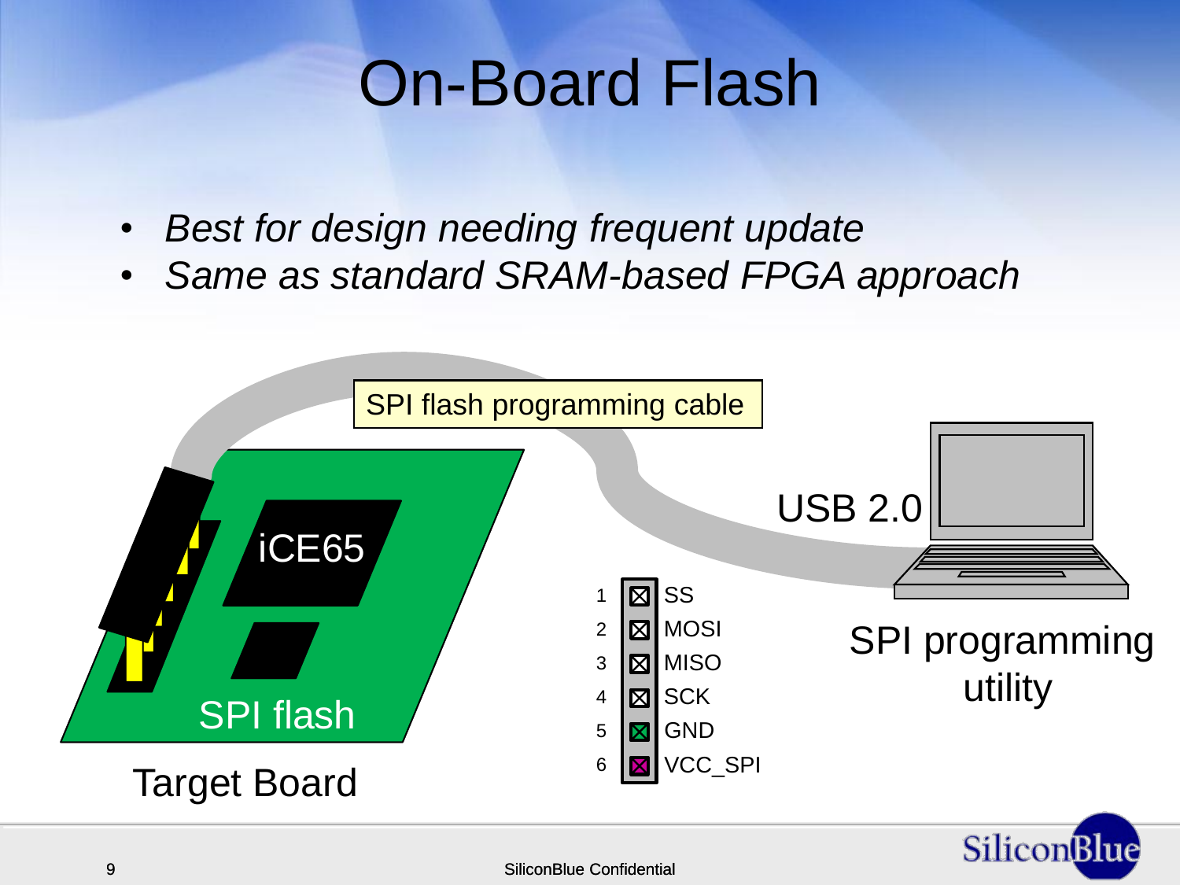# On-Board Flash

- *Best for design needing frequent update*
- *Same as standard SRAM-based FPGA approach*

SPI flash programming cable

iCE65

SPI flash

Target Board

USB 2.0

SPI programming utility

| Pin | Signal |
|---|---|
| 1 | SS |
| 2 | MOSI |
| 3 | MISO |
| 4 | SCK |
| 5 | GND |
| 6 | VCC_SPI |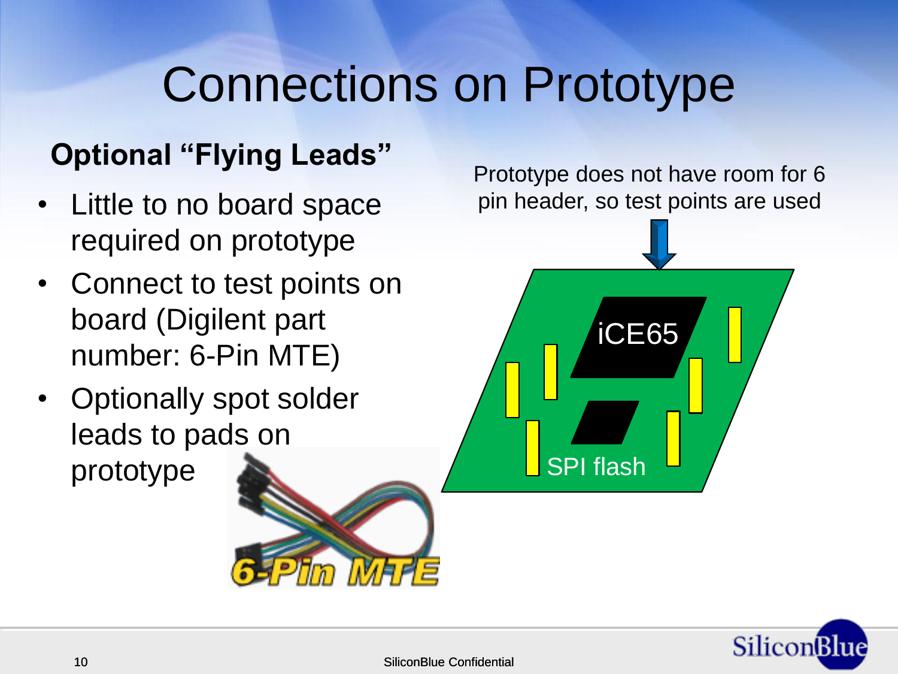# Connections on Prototype

**Optional "Flying Leads"**

- Little to no board space required on prototype
- Connect to test points on board (Digilent part number: 6-Pin MTE)
- Optionally spot solder leads to pads on prototype

Prototype does not have room for 6 pin header, so test points are used

iCE65

SPI flash

6-Pin MTE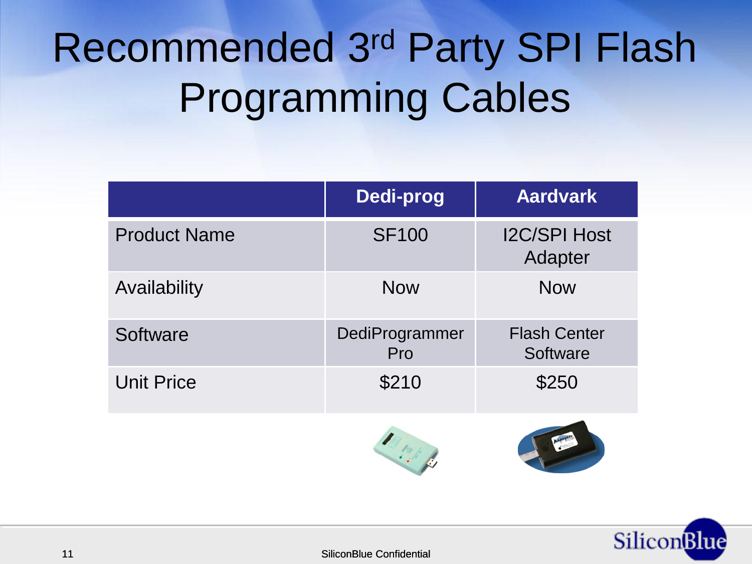# Recommended 3rd Party SPI Flash Programming Cables

| | Dedi-prog | Aardvark |
|---|---|---|
| Product Name | SF100 | I2C/SPI Host Adapter |
| Availability | Now | Now |
| Software | DediProgrammer Pro | Flash Center Software |
| Unit Price | $210 | $250 |

SiliconBlue Confidential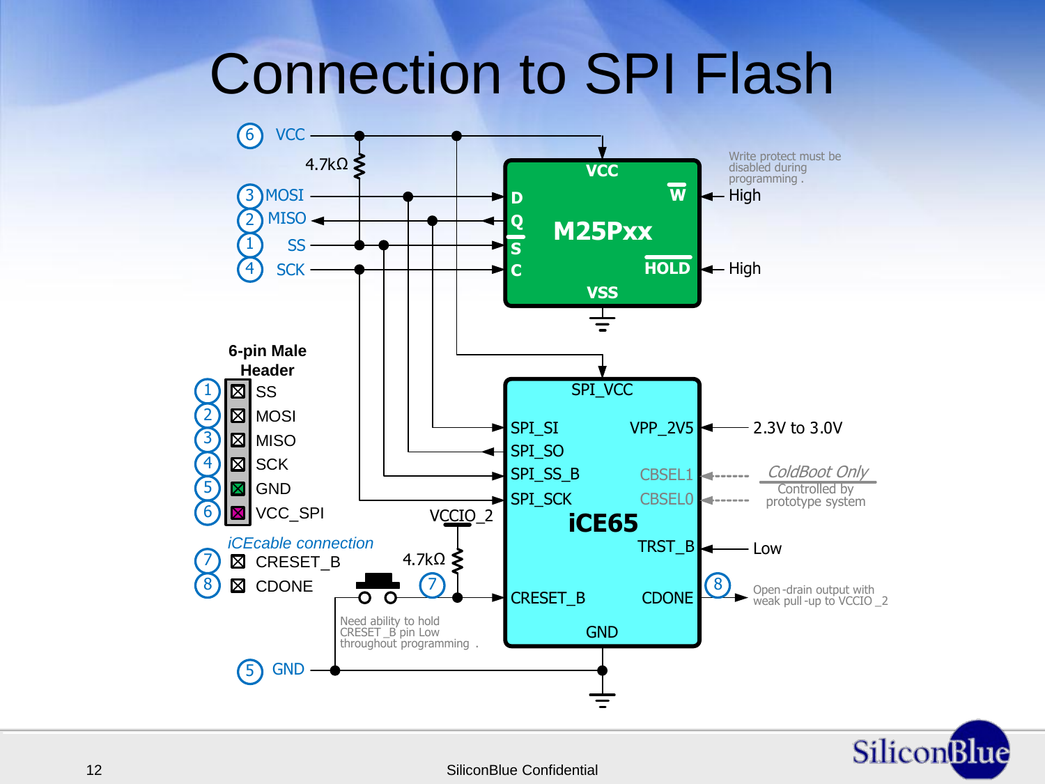# Connection to SPI Flash

6 VCC

4.7kΩ

3 MOSI

2 MISO

1 SS

4 SCK

**M25Pxx**

VCC

D

Q

S

C

W

HOLD

VSS

Write protect must be disabled during programming.

High

High

**6-pin Male Header**

1 SS

2 MOSI

3 MISO

4 SCK

5 GND

6 VCC_SPI

*iCEcable connection*

7 CRESET_B

8 CDONE

**iCE65**

SPI_VCC

SPI_SI

SPI_SO

SPI_SS_B

SPI_SCK

VPP_2V5

2.3V to 3.0V

CBSEL1

CBSEL0

*ColdBoot Only*

Controlled by prototype system

TRST_B

Low

VCCIO_2

4.7kΩ

7

CRESET_B

CDONE

8

Open-drain output with weak pull-up to VCCIO_2

Need ability to hold CRESET_B pin Low throughout programming.

GND

5 GND

SiliconBlue Confidential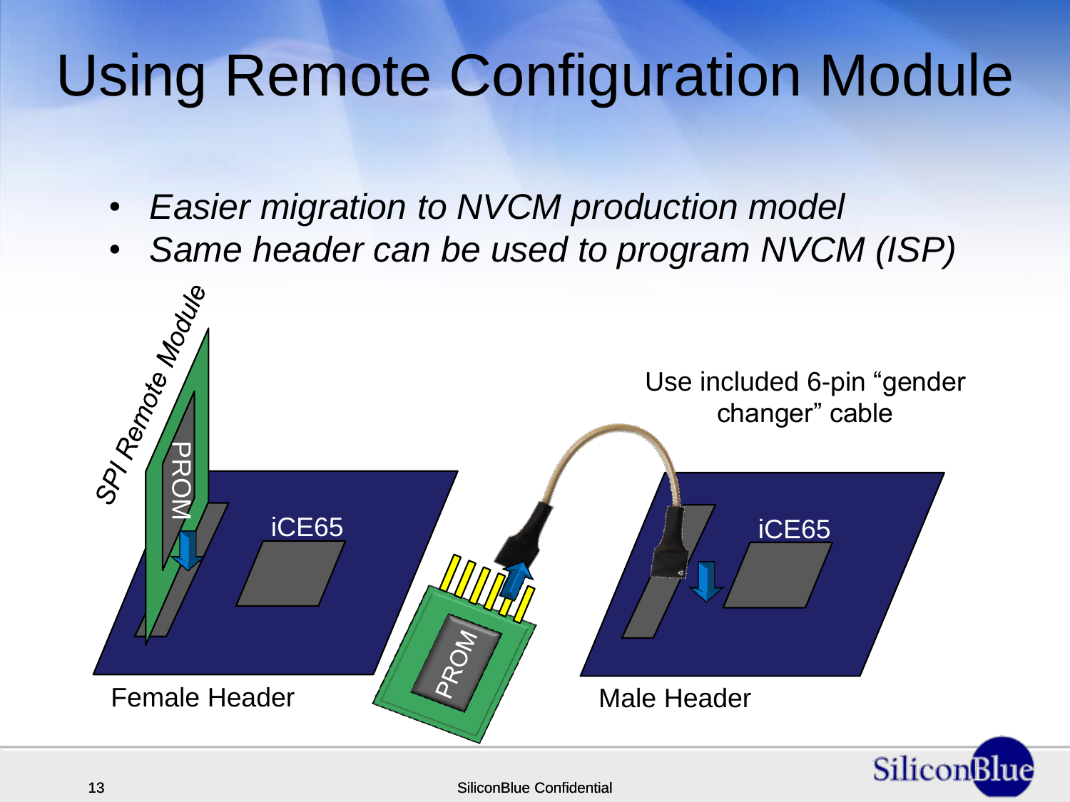# Using Remote Configuration Module

- *Easier migration to NVCM production model*
- *Same header can be used to program NVCM (ISP)*

*SPI Remote Module*

PROM

iCE65

Female Header

PROM

Use included 6-pin "gender changer" cable

iCE65

Male Header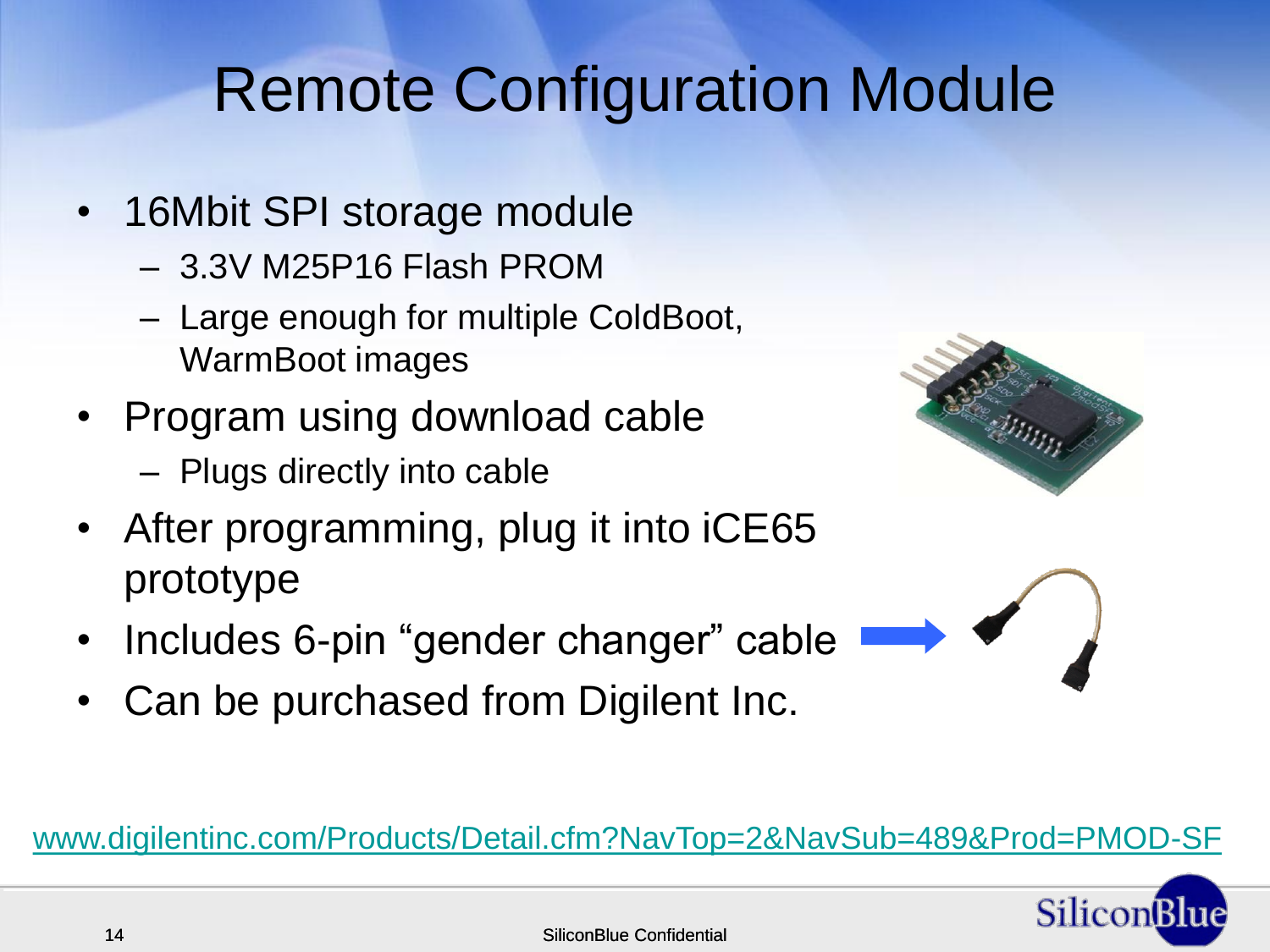# Remote Configuration Module

- 16Mbit SPI storage module
  - 3.3V M25P16 Flash PROM
  - Large enough for multiple ColdBoot, WarmBoot images
- Program using download cable
  - Plugs directly into cable
- After programming, plug it into iCE65 prototype
- Includes 6-pin “gender changer” cable
- Can be purchased from Digilent Inc.

www.digilentinc.com/Products/Detail.cfm?NavTop=2&NavSub=489&Prod=PMOD-SF

SiliconBlue Confidential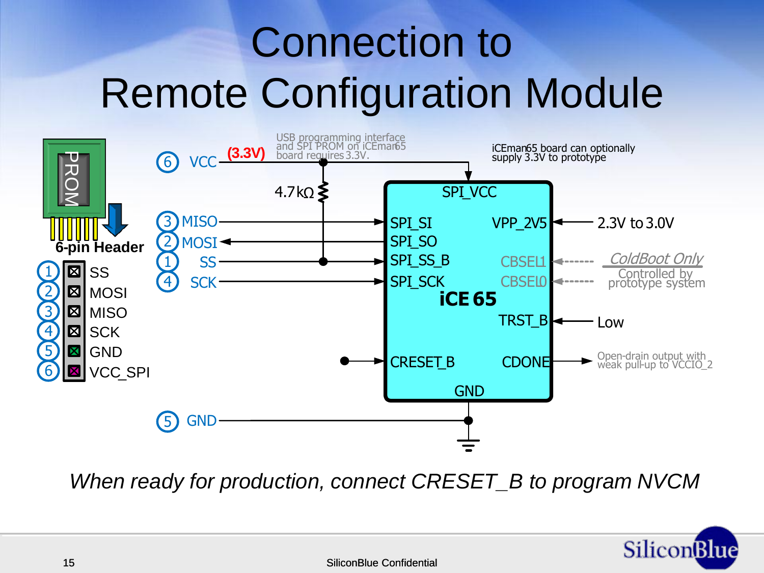# Connection to Remote Configuration Module

PROM

6-pin Header

1. SS
2. MOSI
3. MISO
4. SCK
5. GND
6. VCC_SPI

6 VCC (3.3V)

USB programming interface and SPI PROM on iCEman65 board requires 3.3V.

iCEman65 board can optionally supply 3.3V to prototype

4.7kΩ

3 MISO → SPI_SI

2 MOSI ← SPI_SO

1 SS → SPI_SS_B

4 SCK → SPI_SCK

SPI_VCC

iCE 65

VPP_2V5 ← 2.3V to 3.0V

CBSEL1, CBSEL0 ← *ColdBoot Only* Controlled by prototype system

TRST_B ← Low

CRESET_B

CDONE → Open-drain output with weak pull-up to VCCIO_2

GND

5 GND

*When ready for production, connect CRESET_B to program NVCM*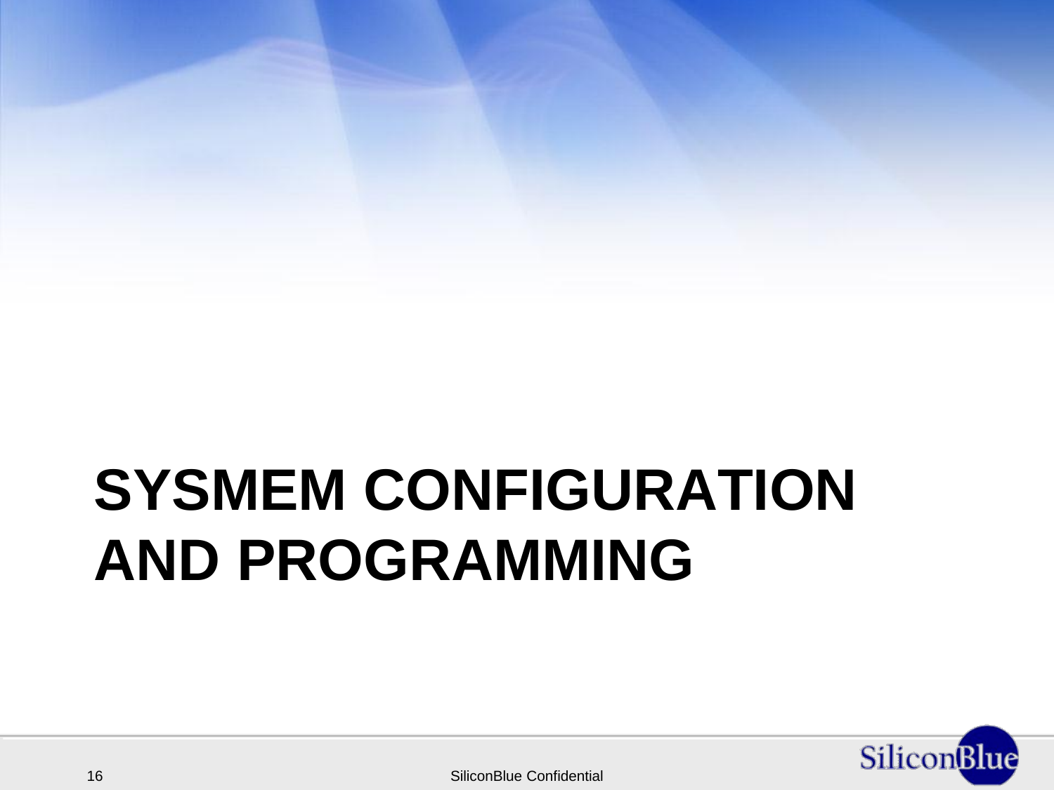# SYSMEM CONFIGURATION AND PROGRAMMING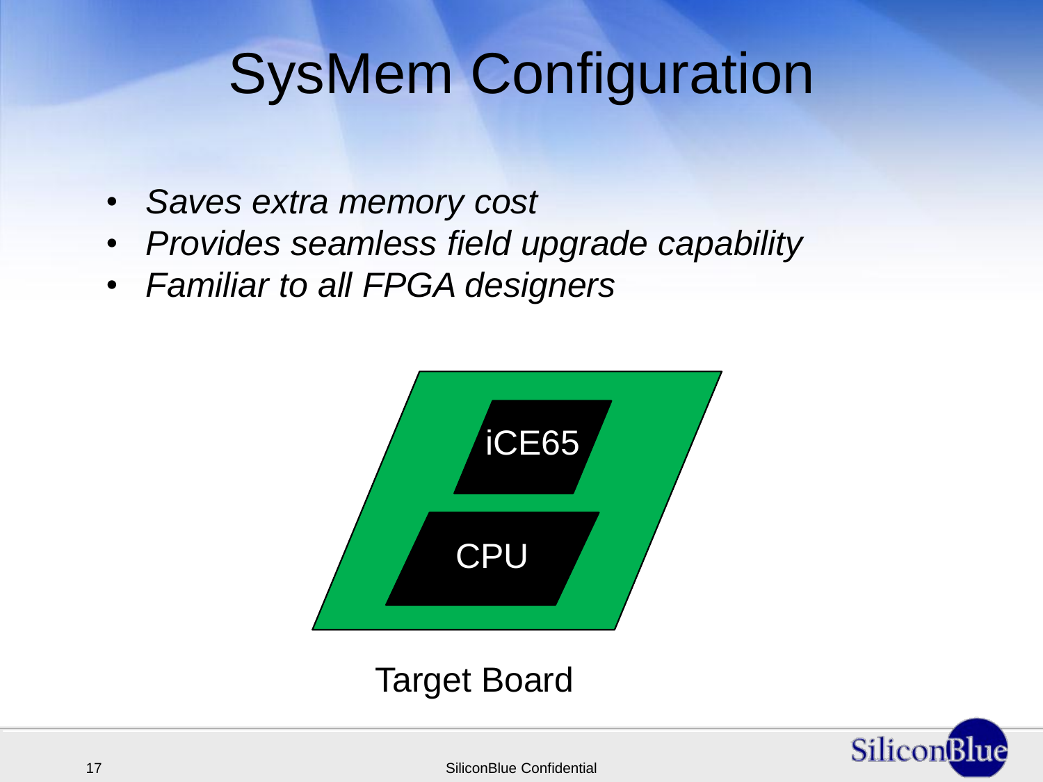# SysMem Configuration

- *Saves extra memory cost*
- *Provides seamless field upgrade capability*
- *Familiar to all FPGA designers*

iCE65

CPU

Target Board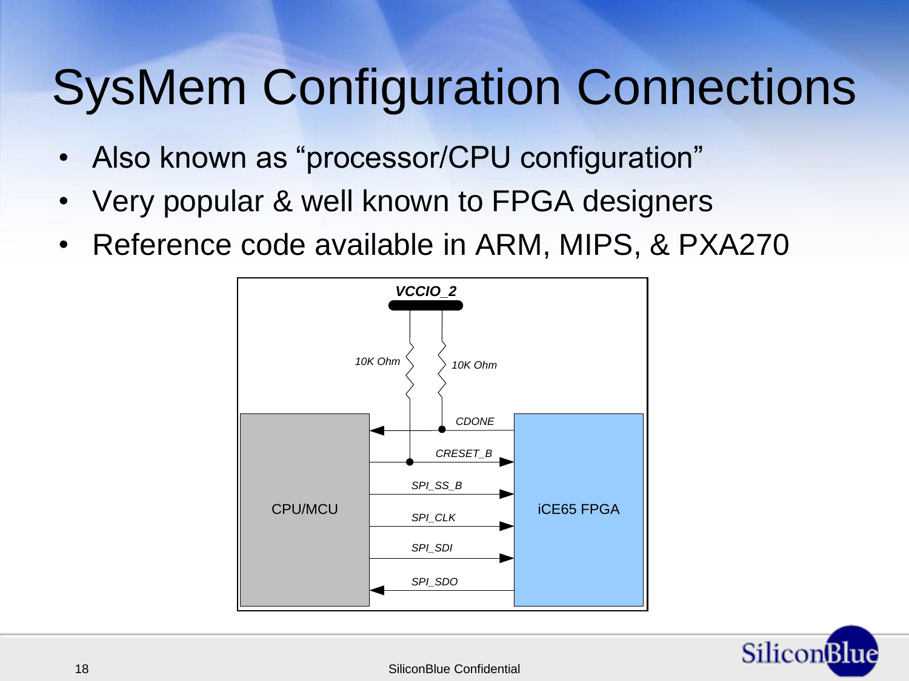# SysMem Configuration Connections

- Also known as "processor/CPU configuration"
- Very popular & well known to FPGA designers
- Reference code available in ARM, MIPS, & PXA270

*VCCIO_2*

10K Ohm 10K Ohm

CPU/MCU

iCE65 FPGA

*CDONE*

*CRESET_B*

*SPI_SS_B*

*SPI_CLK*

*SPI_SDI*

*SPI_SDO*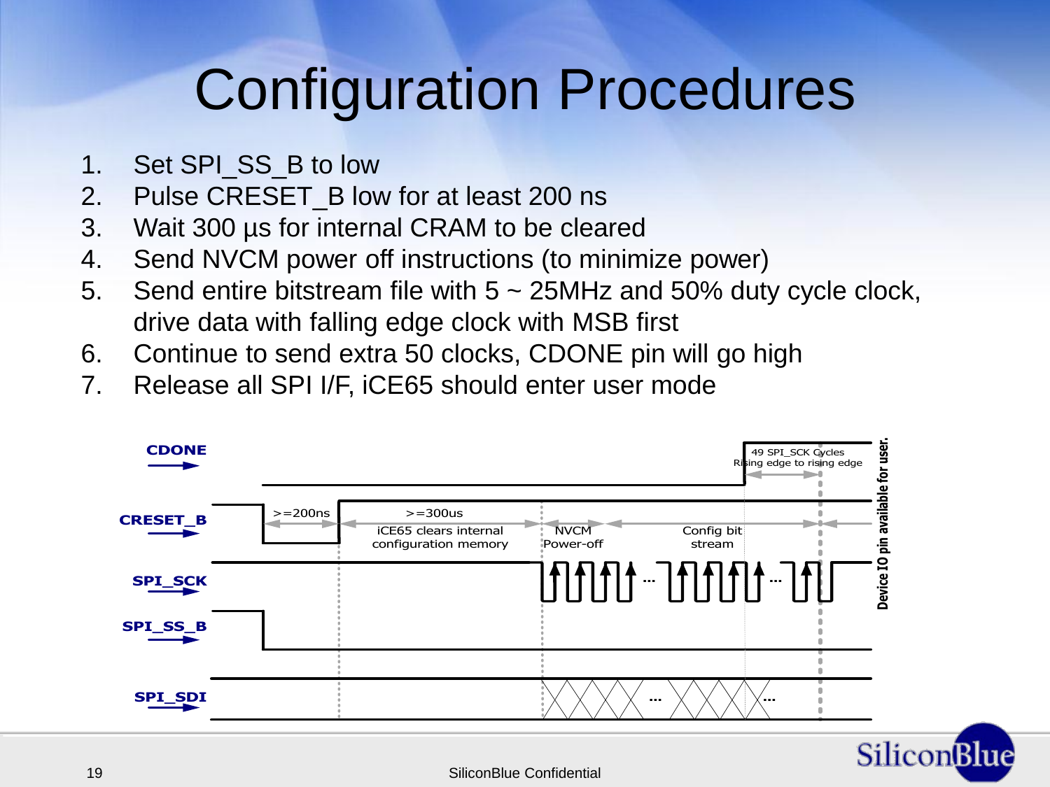# Configuration Procedures

1. Set SPI_SS_B to low
2. Pulse CRESET_B low for at least 200 ns
3. Wait 300 µs for internal CRAM to be cleared
4. Send NVCM power off instructions (to minimize power)
5. Send entire bitstream file with 5 ~ 25MHz and 50% duty cycle clock, drive data with falling edge clock with MSB first
6. Continue to send extra 50 clocks, CDONE pin will go high
7. Release all SPI I/F, iCE65 should enter user mode

CDONE

CRESET_B

SPI_SCK

SPI_SS_B

SPI_SDI

>=200ns

>=300us

iCE65 clears internal configuration memory

NVCM Power-off

Config bit stream

49 SPI_SCK Cycles Rising edge to rising edge

Device IO pin available for user.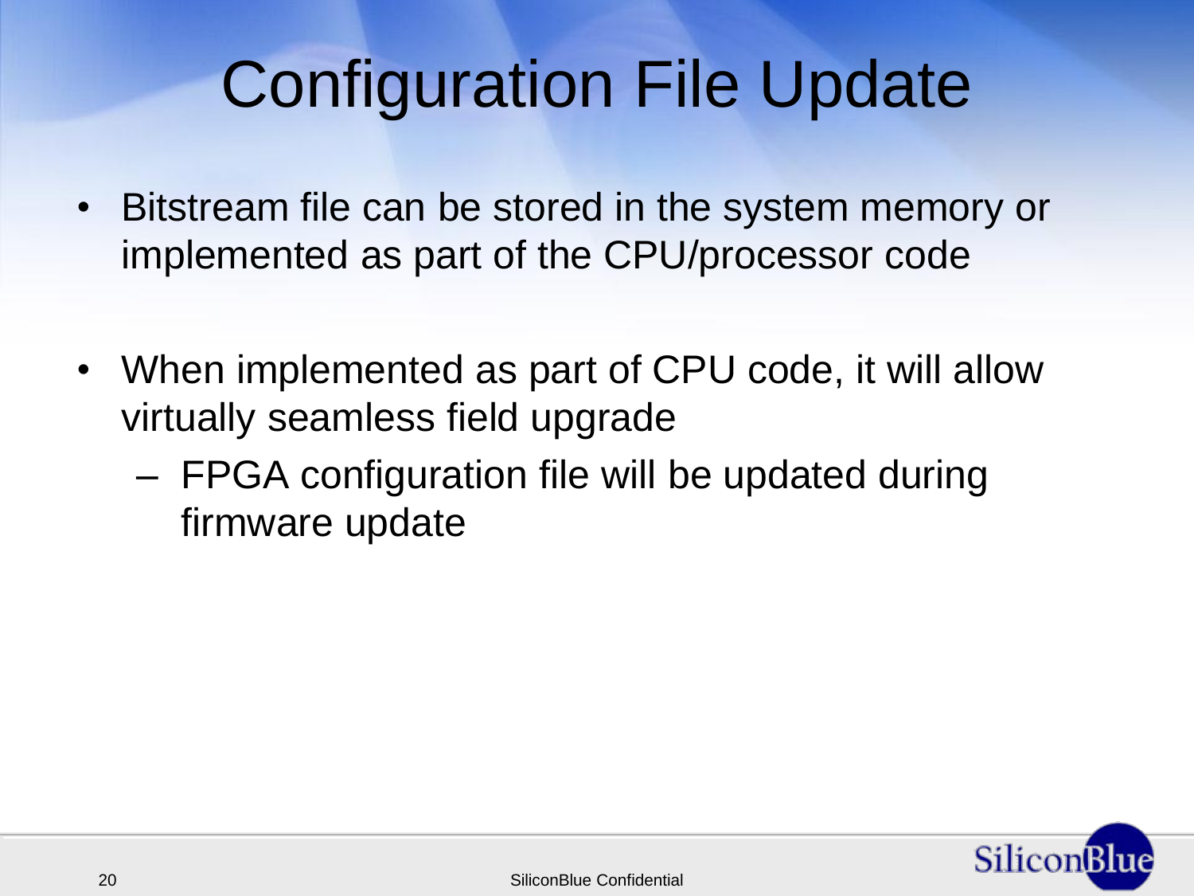# Configuration File Update

- Bitstream file can be stored in the system memory or implemented as part of the CPU/processor code
- When implemented as part of CPU code, it will allow virtually seamless field upgrade
  - FPGA configuration file will be updated during firmware update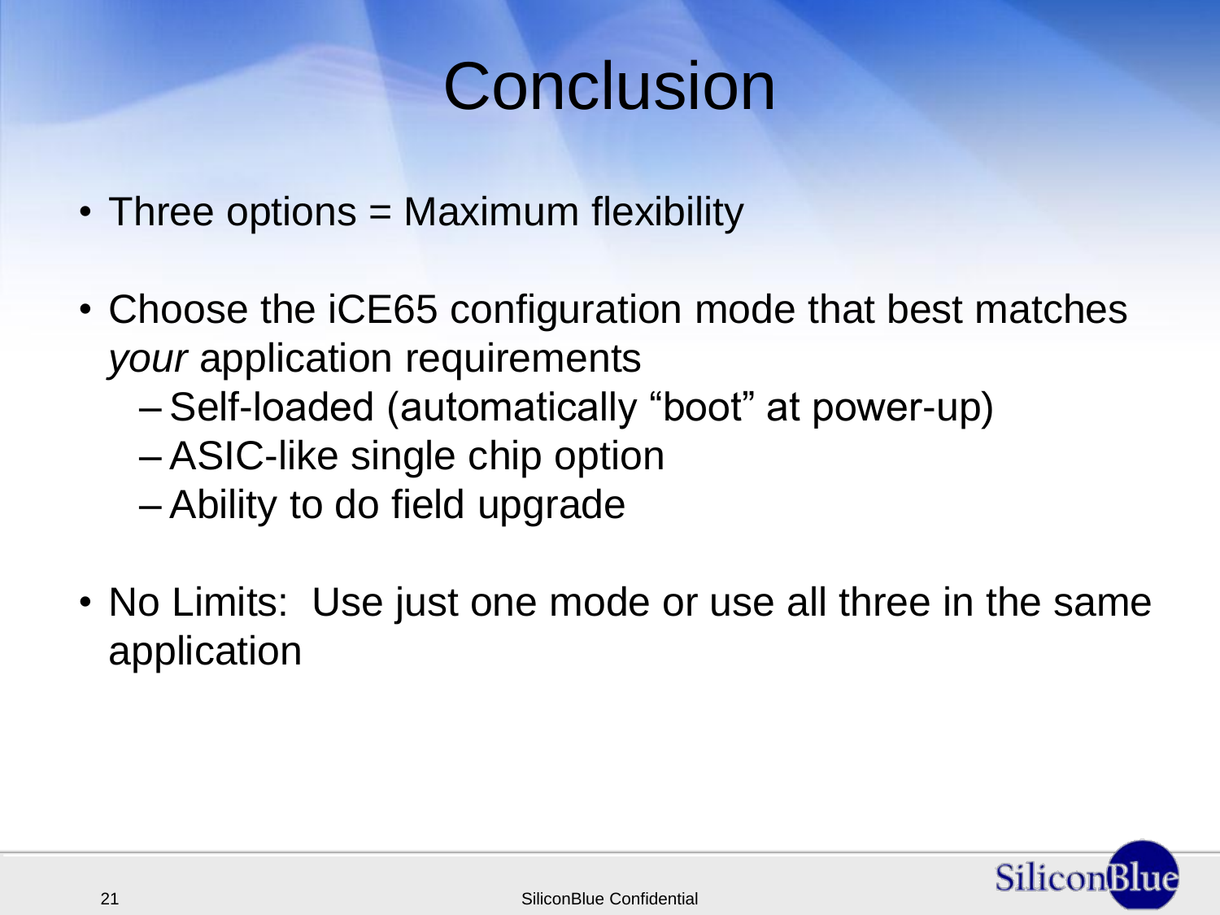# Conclusion

- Three options = Maximum flexibility
- Choose the iCE65 configuration mode that best matches *your* application requirements
  - Self-loaded (automatically “boot” at power-up)
  - ASIC-like single chip option
  - Ability to do field upgrade
- No Limits: Use just one mode or use all three in the same application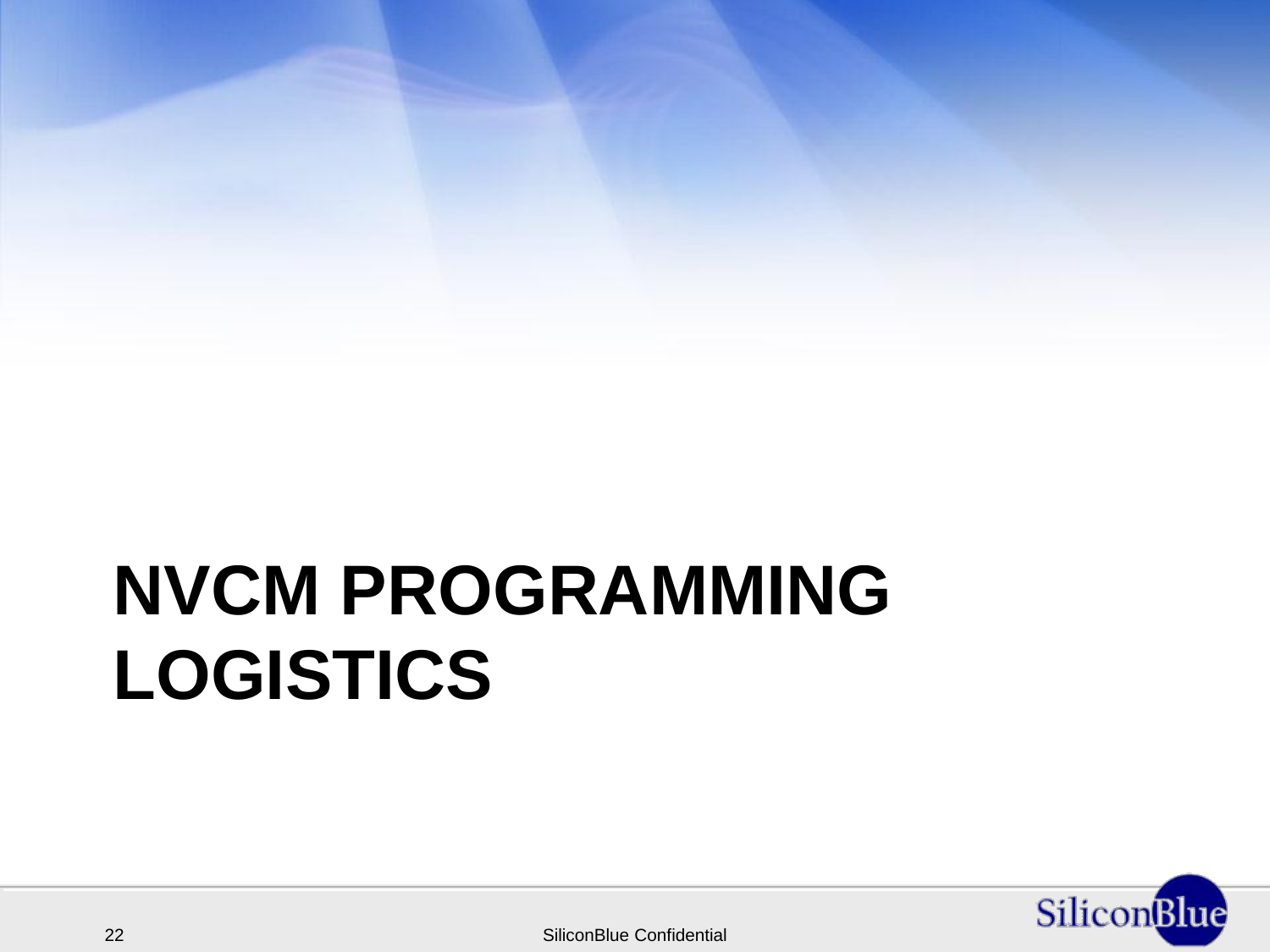# NVCM PROGRAMMING LOGISTICS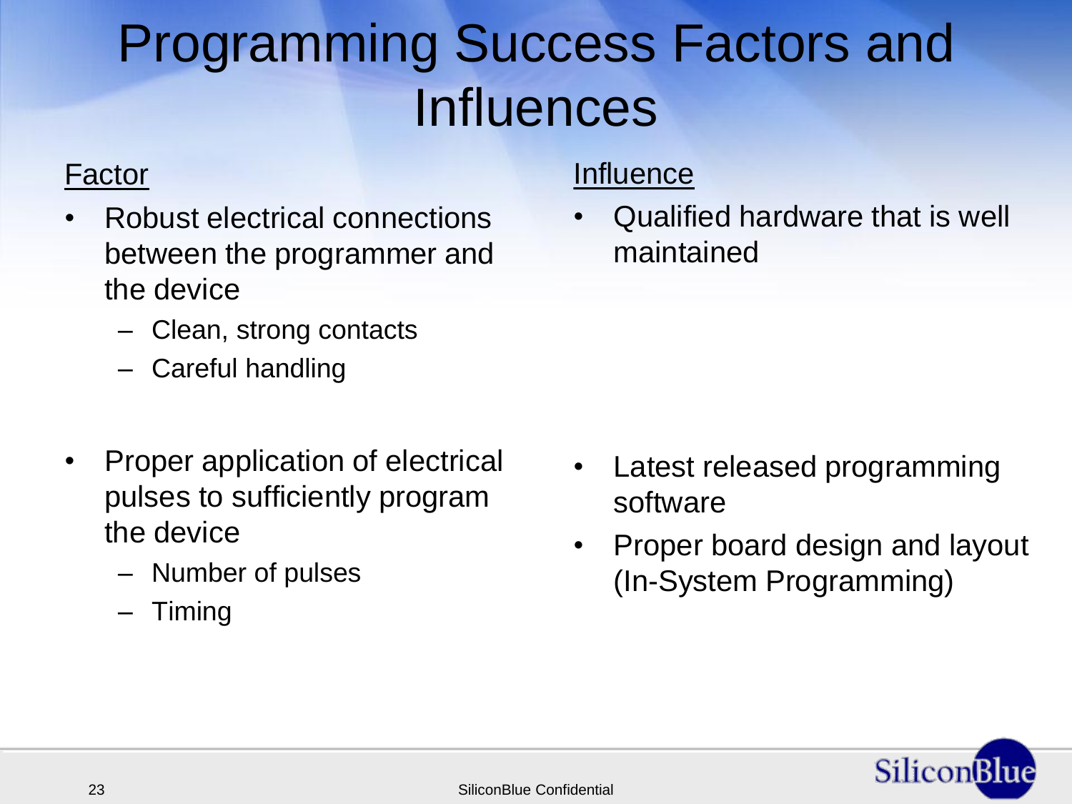# Programming Success Factors and Influences

| Factor | Influence |
| --- | --- |
| • Robust electrical connections between the programmer and the device<br>– Clean, strong contacts<br>– Careful handling | • Qualified hardware that is well maintained |
| • Proper application of electrical pulses to sufficiently program the device<br>– Number of pulses<br>– Timing | • Latest released programming software<br>• Proper board design and layout (In-System Programming) |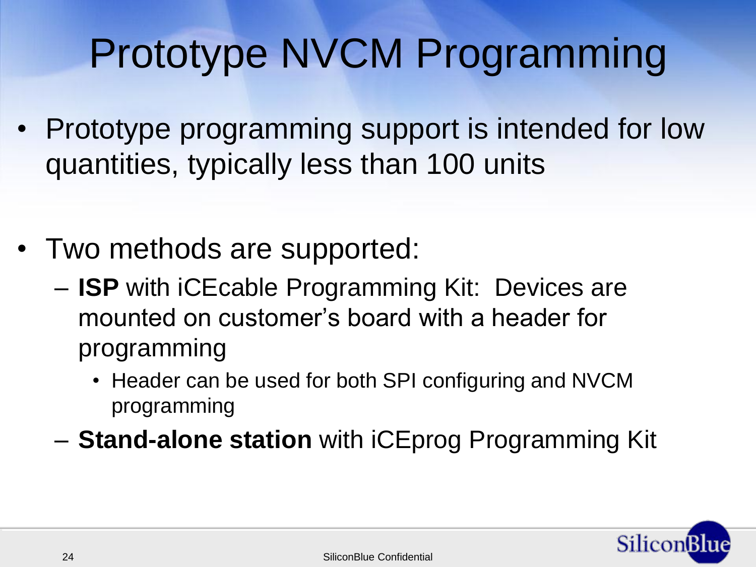# Prototype NVCM Programming

- Prototype programming support is intended for low quantities, typically less than 100 units

- Two methods are supported:
  - **ISP** with iCEcable Programming Kit: Devices are mounted on customer's board with a header for programming
    - Header can be used for both SPI configuring and NVCM programming
  - **Stand-alone station** with iCEprog Programming Kit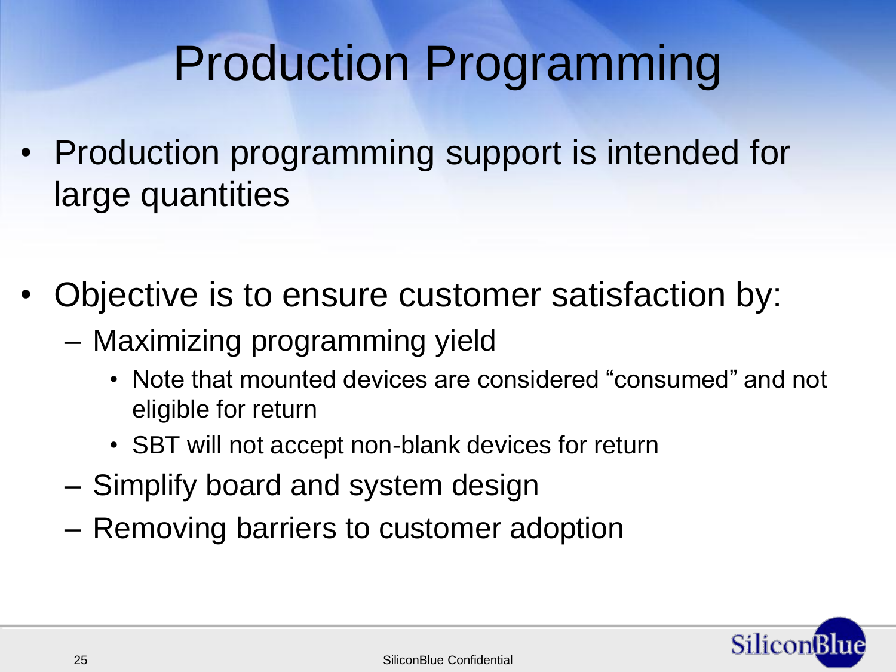# Production Programming

- Production programming support is intended for large quantities
- Objective is to ensure customer satisfaction by:
  - Maximizing programming yield
    - Note that mounted devices are considered “consumed” and not eligible for return
    - SBT will not accept non-blank devices for return
  - Simplify board and system design
  - Removing barriers to customer adoption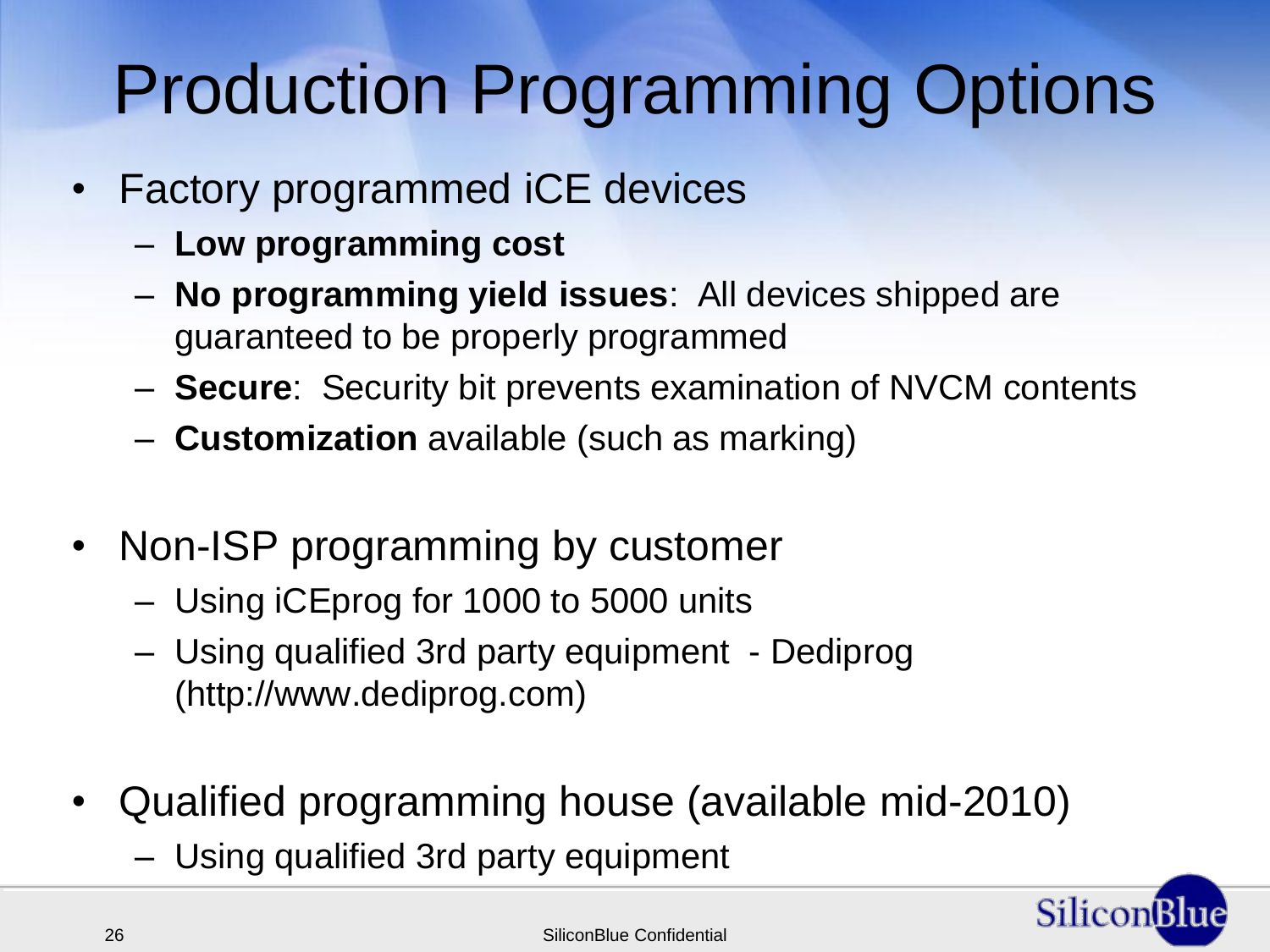# Production Programming Options

- Factory programmed iCE devices
  - **Low programming cost**
  - **No programming yield issues**: All devices shipped are guaranteed to be properly programmed
  - **Secure**: Security bit prevents examination of NVCM contents
  - **Customization** available (such as marking)
- Non-ISP programming by customer
  - Using iCEprog for 1000 to 5000 units
  - Using qualified 3rd party equipment - Dediprog (http://www.dediprog.com)
- Qualified programming house (available mid-2010)
  - Using qualified 3rd party equipment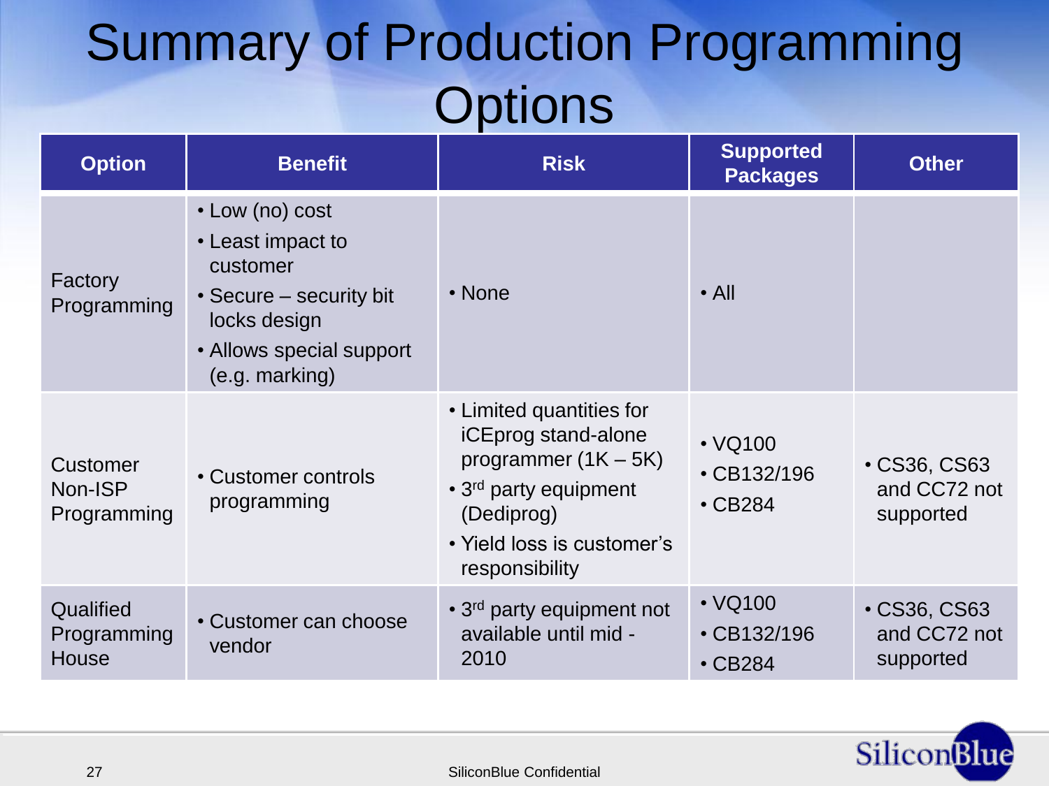# Summary of Production Programming Options

| Option | Benefit | Risk | Supported Packages | Other |
|---|---|---|---|---|
| Factory Programming | • Low (no) cost<br>• Least impact to customer<br>• Secure – security bit locks design<br>• Allows special support (e.g. marking) | • None | • All | |
| Customer Non-ISP Programming | • Customer controls programming | • Limited quantities for iCEprog stand-alone programmer (1K – 5K)<br>• 3rd party equipment (Dediprog)<br>• Yield loss is customer's responsibility | • VQ100<br>• CB132/196<br>• CB284 | • CS36, CS63 and CC72 not supported |
| Qualified Programming House | • Customer can choose vendor | • 3rd party equipment not available until mid - 2010 | • VQ100<br>• CB132/196<br>• CB284 | • CS36, CS63 and CC72 not supported |

SiliconBlue Confidential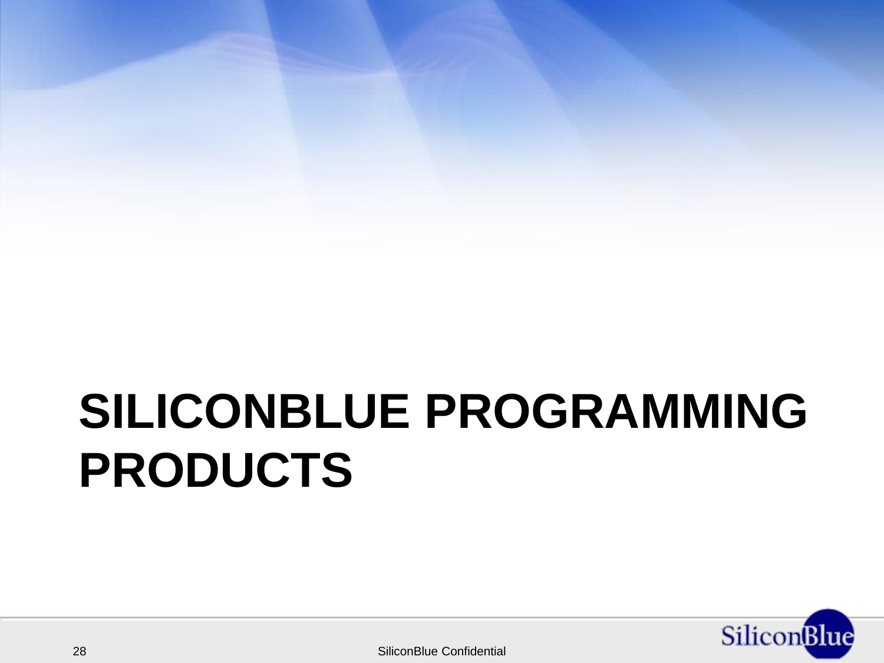# SILICONBLUE PROGRAMMING PRODUCTS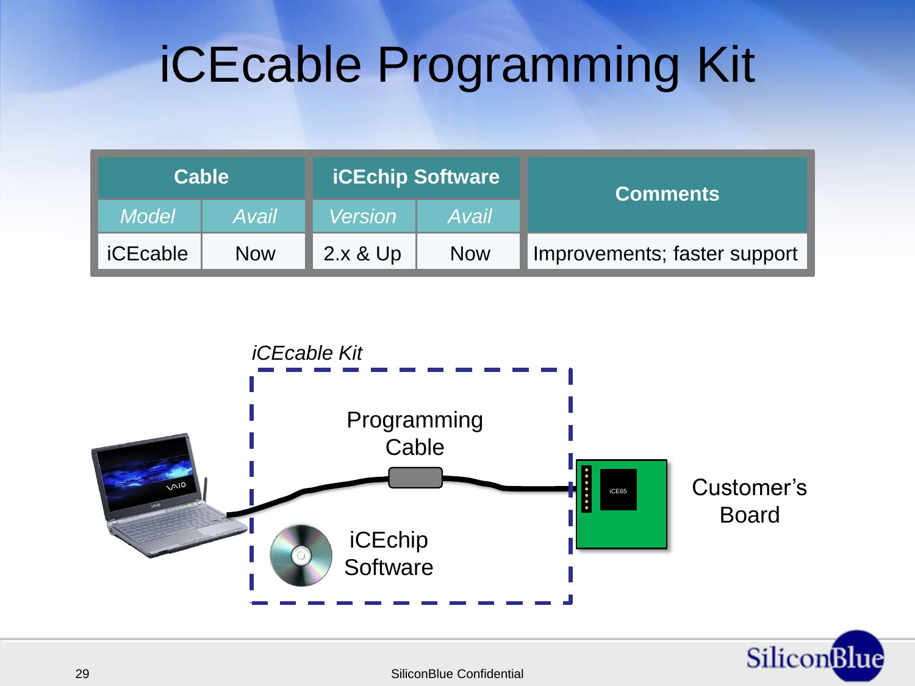# iCEcable Programming Kit

| Cable | | iCEchip Software | | Comments |
|---|---|---|---|---|
| *Model* | *Avail* | *Version* | *Avail* | |
| iCEcable | Now | 2.x & Up | Now | Improvements; faster support |

*iCEcable Kit*

Programming Cable

iCEchip Software

iCE65

Customer's Board

SiliconBlue Confidential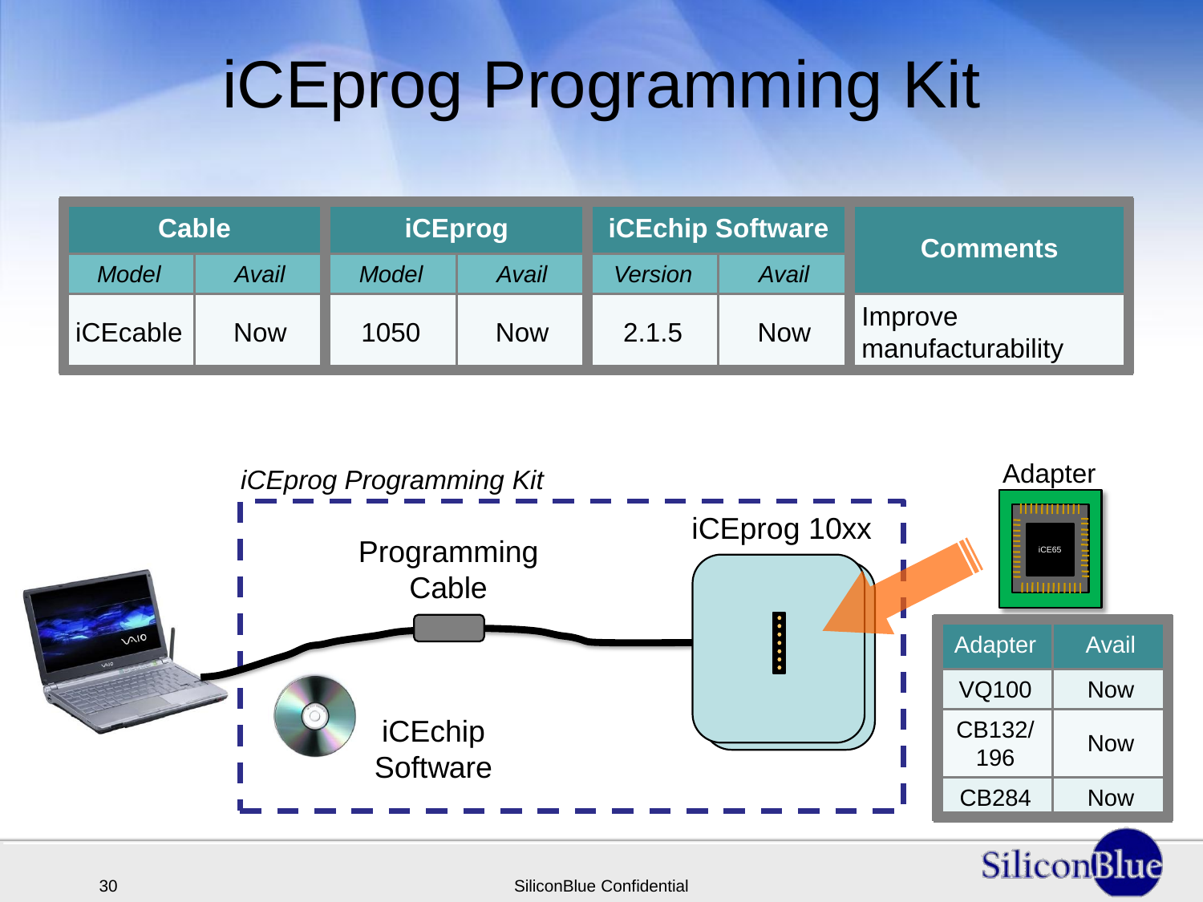# iCEprog Programming Kit

| Cable | | iCEprog | | iCEchip Software | | Comments |
|---|---|---|---|---|---|---|
| *Model* | *Avail* | *Model* | *Avail* | *Version* | *Avail* | |
| iCEcable | Now | 1050 | Now | 2.1.5 | Now | Improve manufacturability |

*iCEprog Programming Kit*

Programming Cable

iCEchip Software

iCEprog 10xx

Adapter

| Adapter | Avail |
|---|---|
| VQ100 | Now |
| CB132/196 | Now |
| CB284 | Now |

SiliconBlue Confidential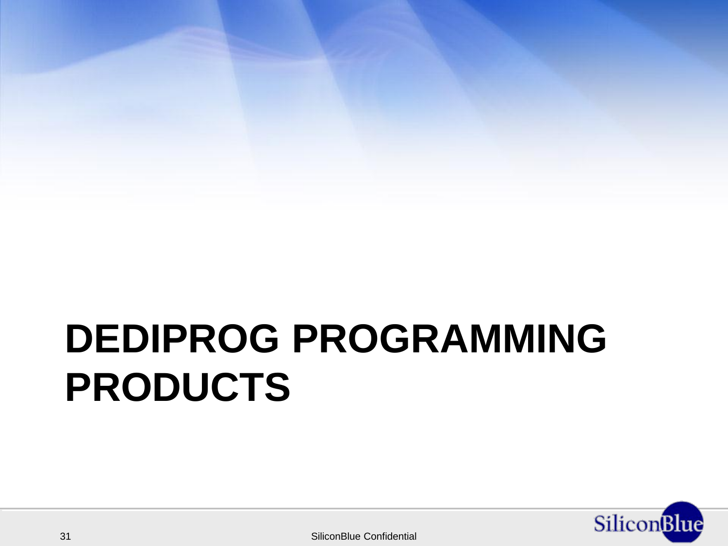# DEDIPROG PROGRAMMING PRODUCTS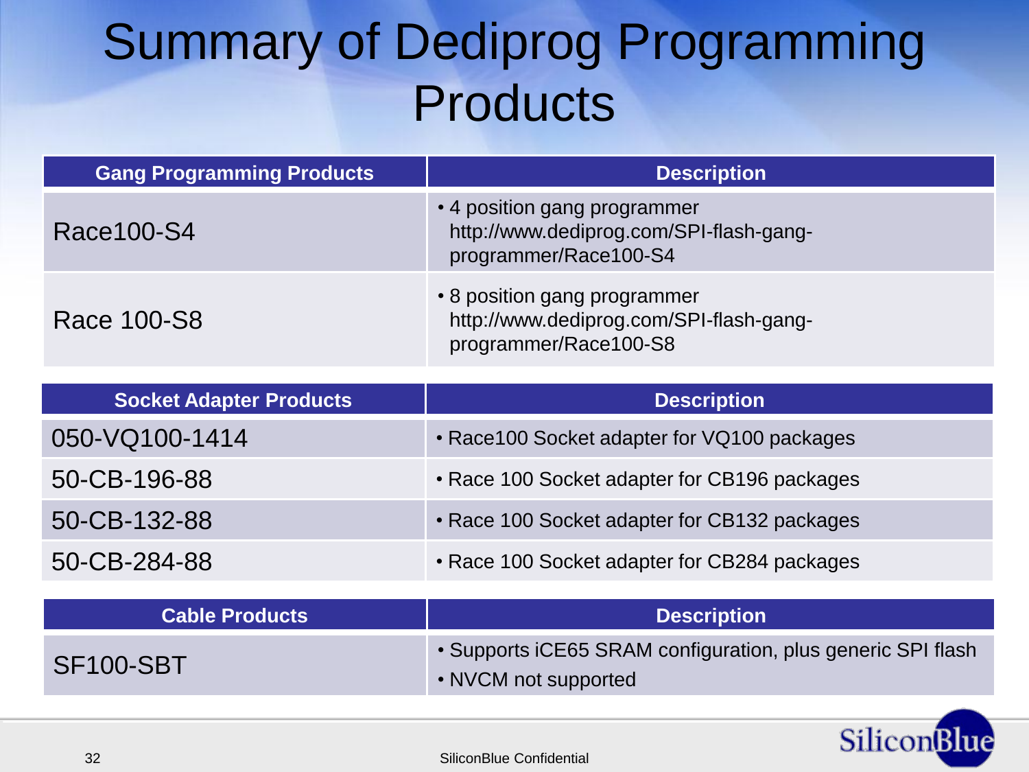# Summary of Dediprog Programming Products

| Gang Programming Products | Description |
| --- | --- |
| Race100-S4 | • 4 position gang programmer http://www.dediprog.com/SPI-flash-gang-programmer/Race100-S4 |
| Race 100-S8 | • 8 position gang programmer http://www.dediprog.com/SPI-flash-gang-programmer/Race100-S8 |

| Socket Adapter Products | Description |
| --- | --- |
| 050-VQ100-1414 | • Race100 Socket adapter for VQ100 packages |
| 50-CB-196-88 | • Race 100 Socket adapter for CB196 packages |
| 50-CB-132-88 | • Race 100 Socket adapter for CB132 packages |
| 50-CB-284-88 | • Race 100 Socket adapter for CB284 packages |

| Cable Products | Description |
| --- | --- |
| SF100-SBT | • Supports iCE65 SRAM configuration, plus generic SPI flash<br>• NVCM not supported |

SiliconBlue Confidential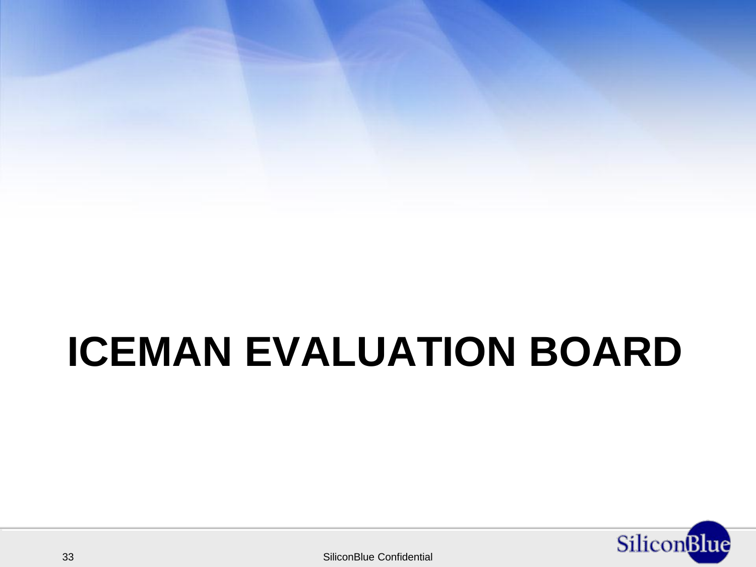# ICEMAN EVALUATION BOARD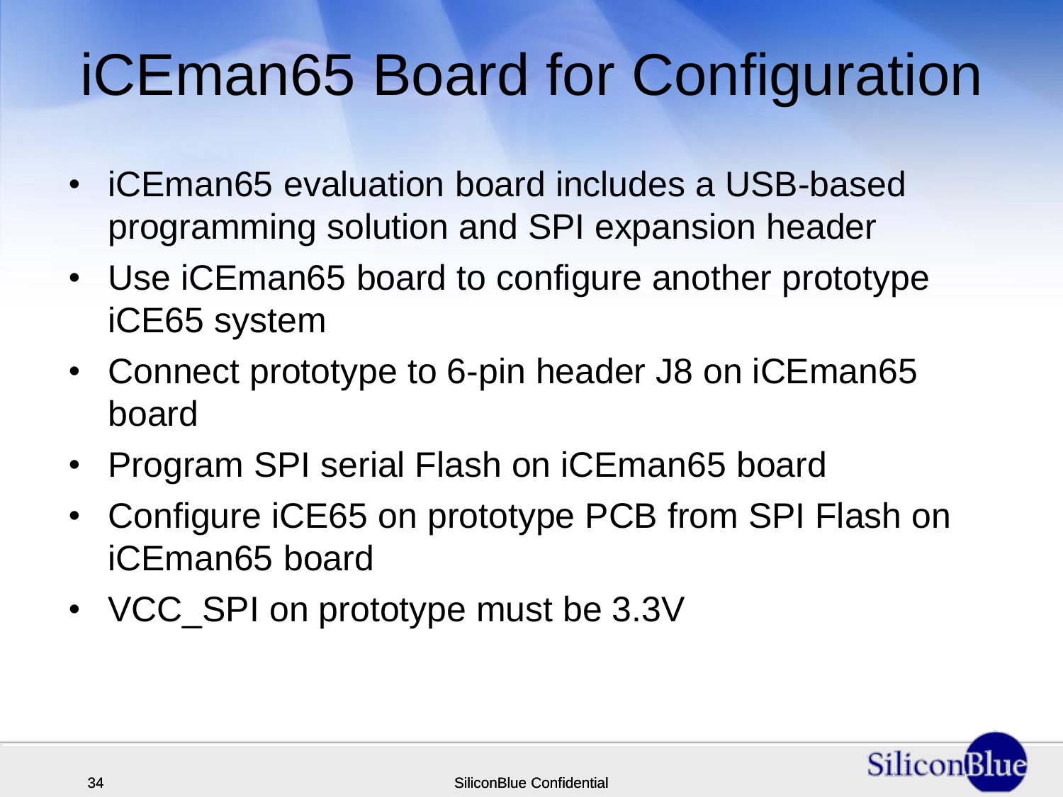# iCEman65 Board for Configuration

- iCEman65 evaluation board includes a USB-based programming solution and SPI expansion header
- Use iCEman65 board to configure another prototype iCE65 system
- Connect prototype to 6-pin header J8 on iCEman65 board
- Program SPI serial Flash on iCEman65 board
- Configure iCE65 on prototype PCB from SPI Flash on iCEman65 board
- VCC_SPI on prototype must be 3.3V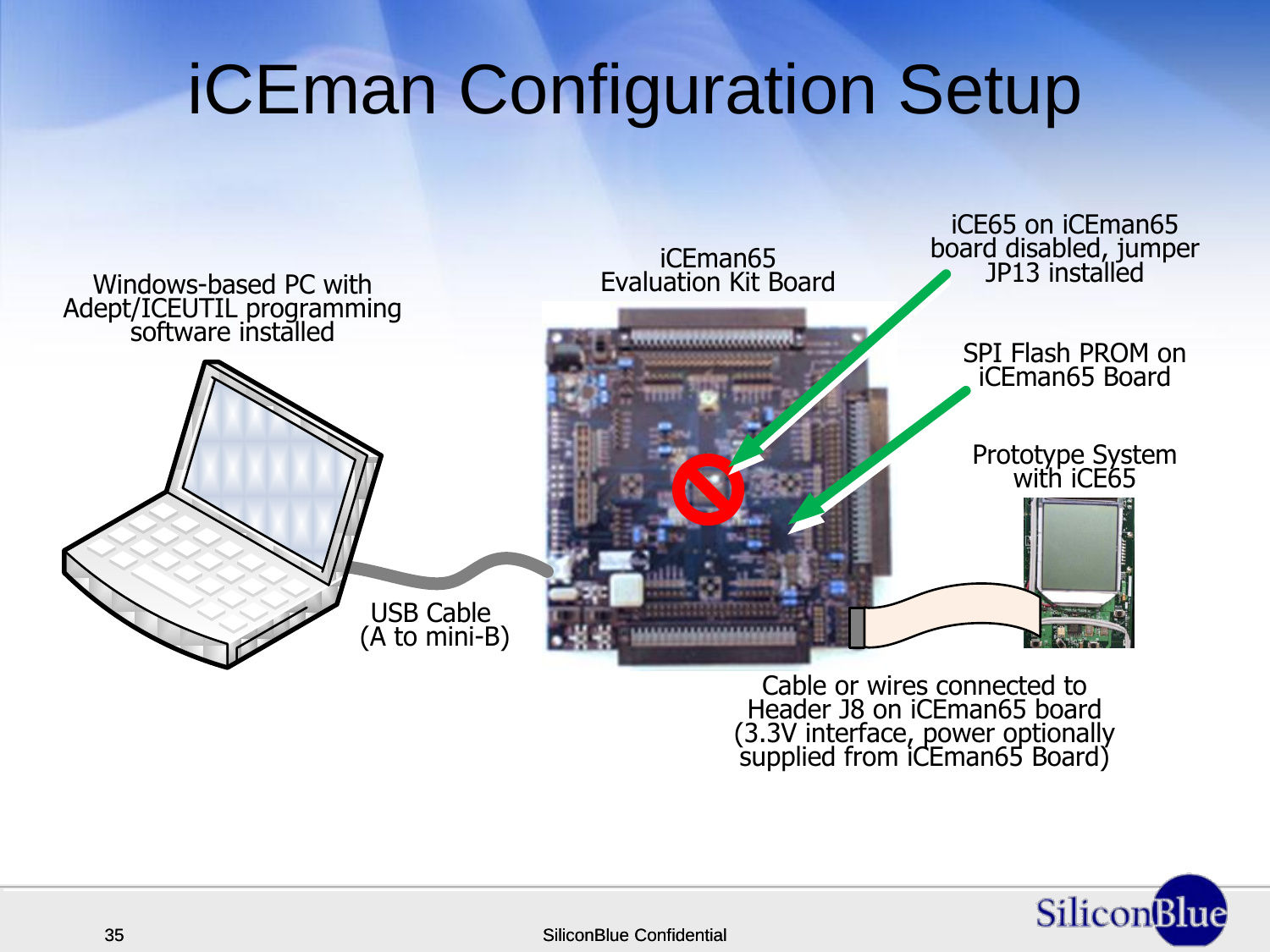# iCEman Configuration Setup

Windows-based PC with Adept/ICEUTIL programming software installed

iCEman65 Evaluation Kit Board

iCE65 on iCEman65 board disabled, jumper JP13 installed

SPI Flash PROM on iCEman65 Board

Prototype System with iCE65

USB Cable (A to mini-B)

Cable or wires connected to Header J8 on iCEman65 board (3.3V interface, power optionally supplied from iCEman65 Board)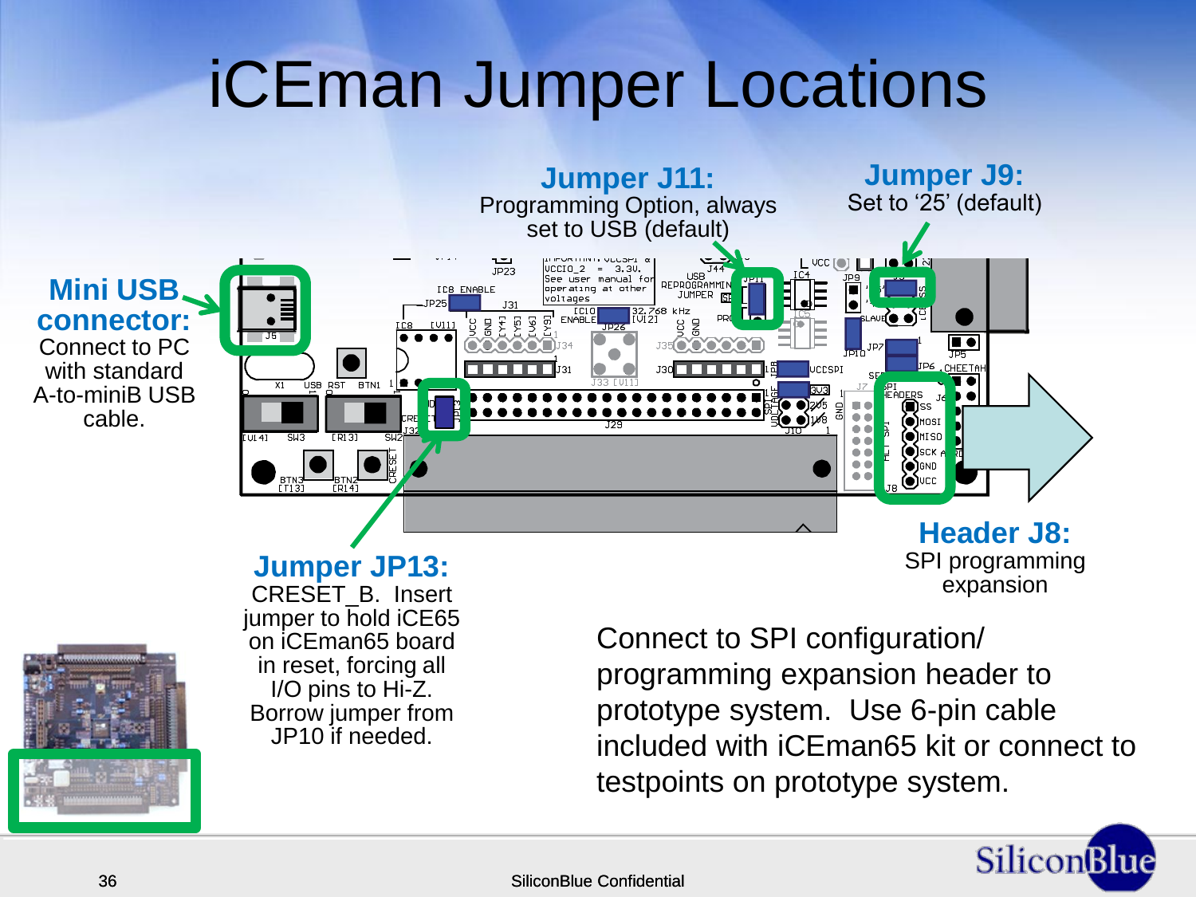# iCEman Jumper Locations

**Jumper J11:**
Programming Option, always set to USB (default)

**Jumper J9:**
Set to '25' (default)

**Mini USB connector:**
Connect to PC with standard A-to-miniB USB cable.

**Jumper JP13:**
CRESET_B. Insert jumper to hold iCE65 on iCEman65 board in reset, forcing all I/O pins to Hi-Z. Borrow jumper from JP10 if needed.

**Header J8:**
SPI programming expansion

Connect to SPI configuration/ programming expansion header to prototype system. Use 6-pin cable included with iCEman65 kit or connect to testpoints on prototype system.

SiliconBlue Confidential